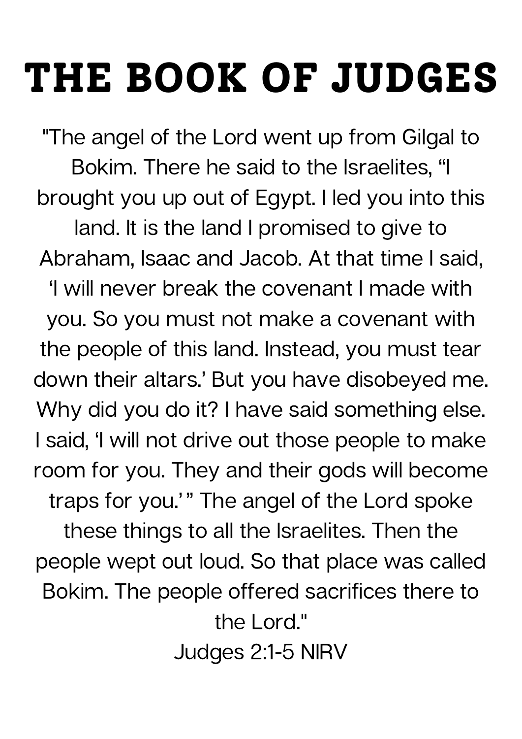# THE BOOK OF JUDGES

"The angel of the Lord went up from Gilgal to Bokim. There he said to the Israelites, "I brought you up out of Egypt. I led you into this land. It is the land I promised to give to Abraham, Isaac and Jacob. At that time I said, 'I will never break the covenant I made with you. So you must not make a covenant with the people of this land. Instead, you must tear down their altars.' But you have disobeyed me. Why did you do it? I have said something else. I said, 'I will not drive out those people to make room for you. They and their gods will become traps for you.' " The angel of the Lord spoke these things to all the Israelites. Then the people wept out loud. So that place was called Bokim. The people offered sacrifices there to the Lord."

Judges 2:1-5 NIRV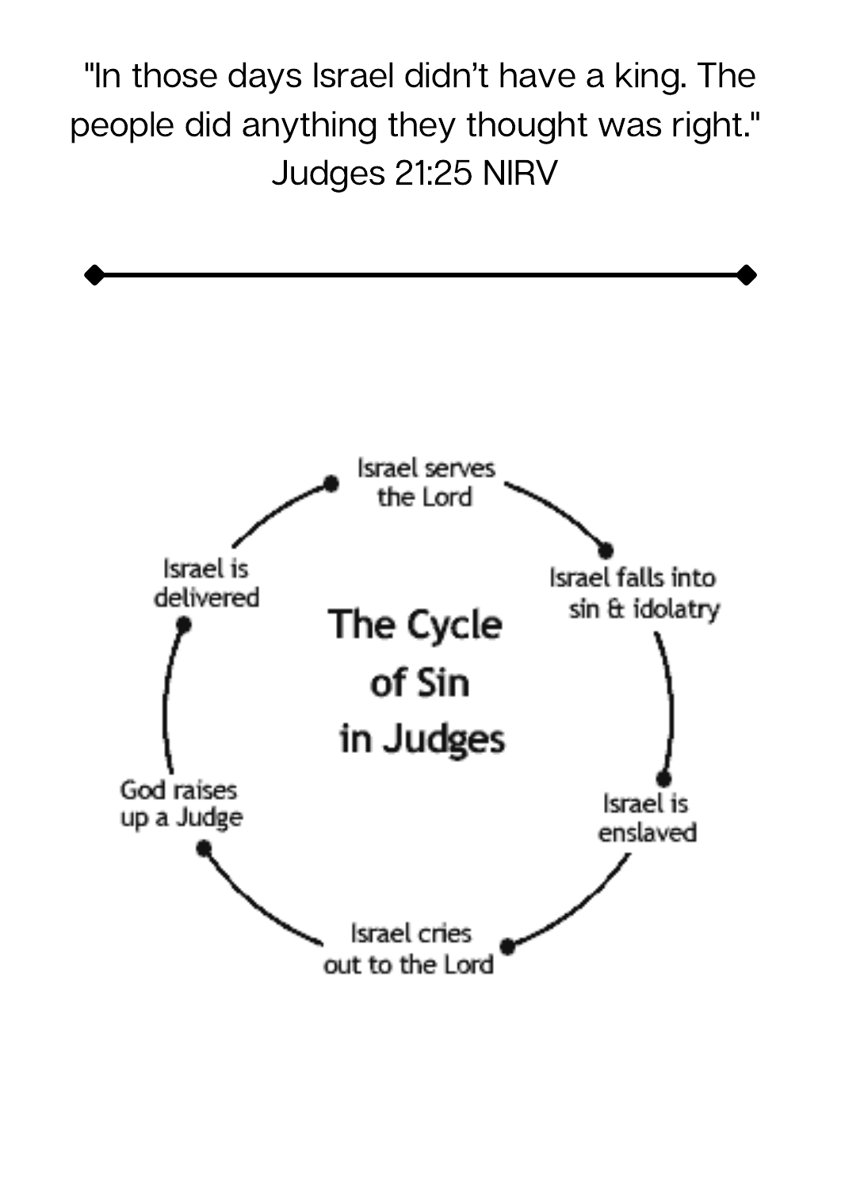"In those days Israel didn't have a king. The people did anything they thought was right."
Judges 21:25 NIRV

---

**The Cycle of Sin in Judges**

- Israel serves the Lord
- Israel falls into sin & idolatry
- Israel is enslaved
- Israel cries out to the Lord
- God raises up a Judge
- Israel is delivered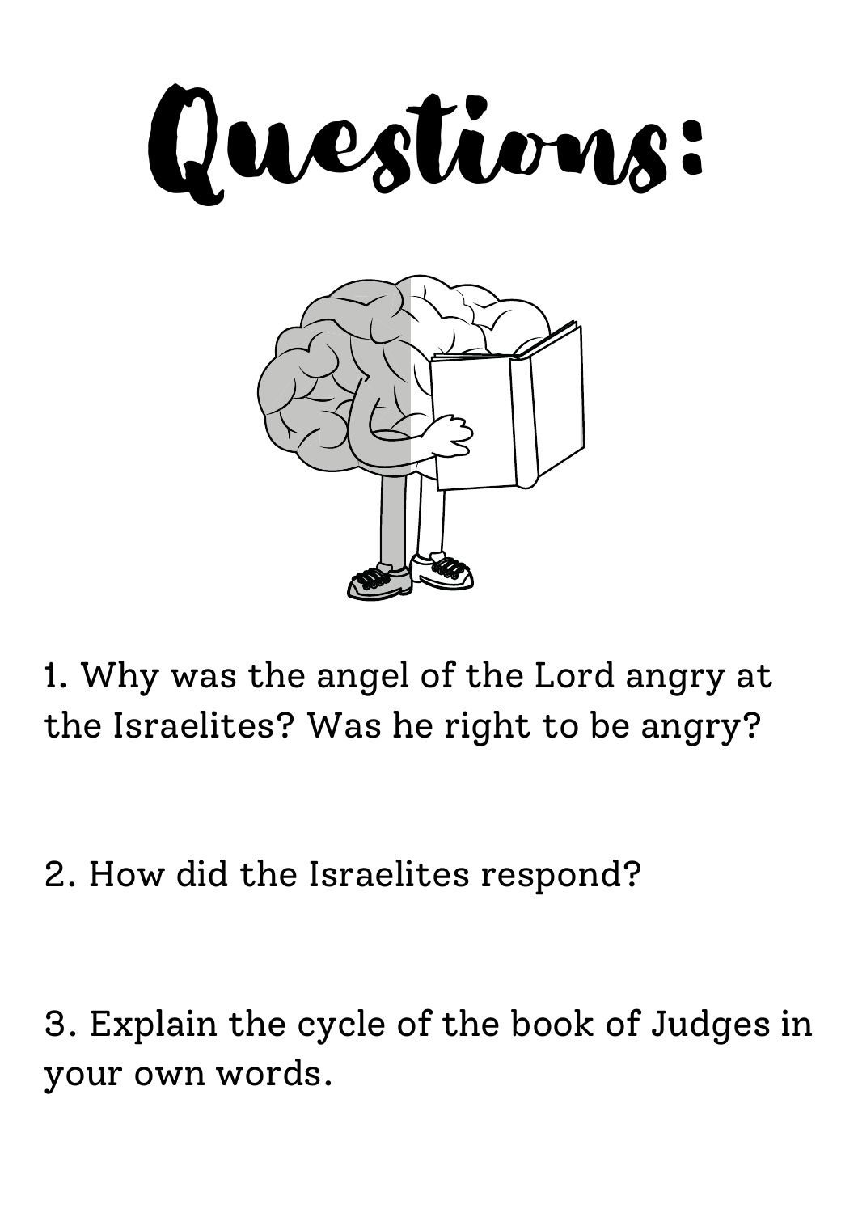# Questions:

1. Why was the angel of the Lord angry at the Israelites? Was he right to be angry?

2. How did the Israelites respond?

3. Explain the cycle of the book of Judges in your own words.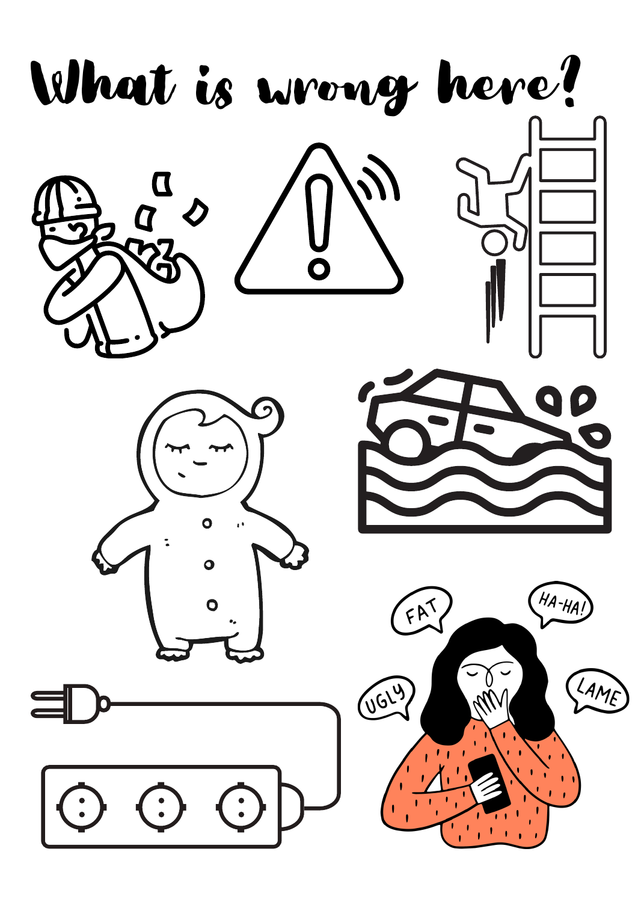# What is wrong here?

FAT

HA-HA!

UGLY

LAME